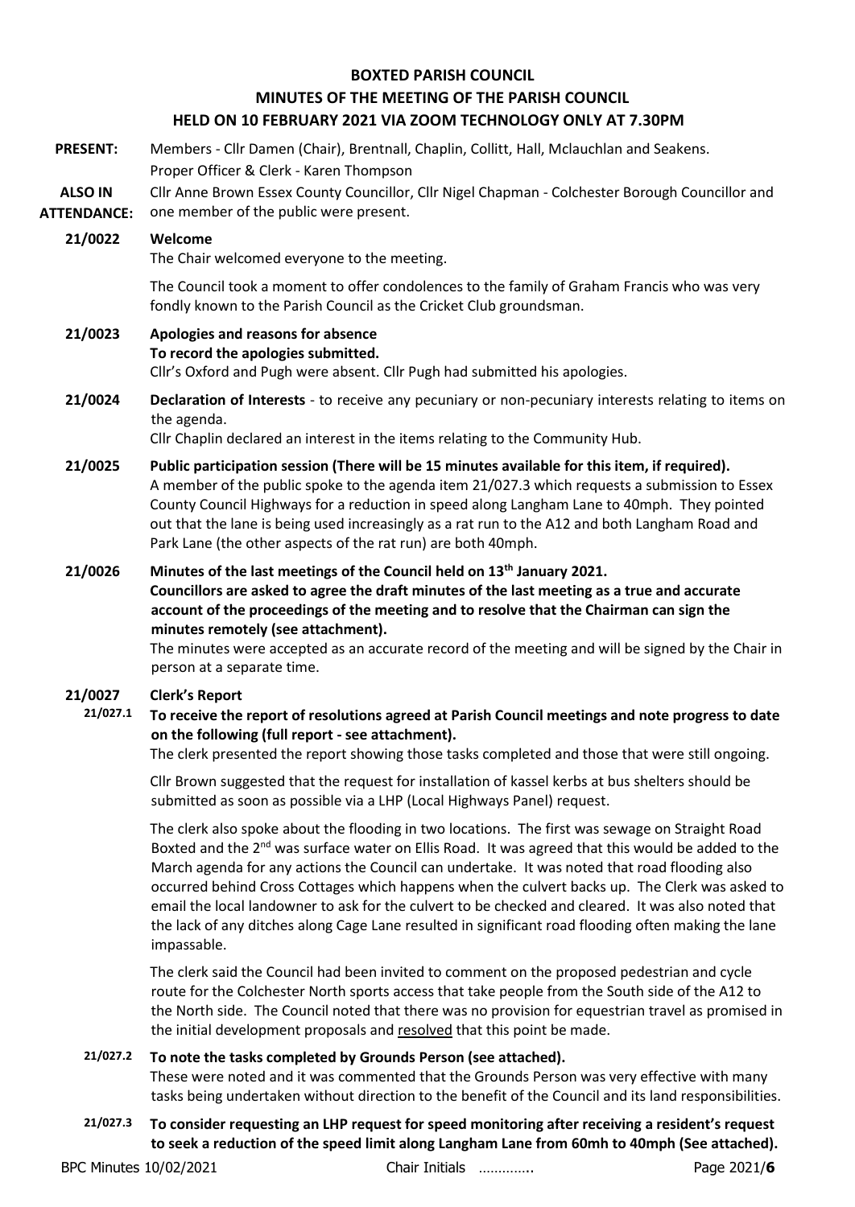# BOXTED PARISH COUNCIL

## MINUTES OF THE MEETING OF THE PARISH COUNCIL

## HELD ON 10 FEBRUARY 2021 VIA ZOOM TECHNOLOGY ONLY AT 7.30PM

**PRESENT:** Members - Cllr Damen (Chair), Brentnall, Chaplin, Collitt, Hall, Mclauchlan and Seakens. Proper Officer & Clerk - Karen Thompson

**ALSO IN ATTENDANCE:** Cllr Anne Brown Essex County Councillor, Cllr Nigel Chapman - Colchester Borough Councillor and one member of the public were present.

**21/0022 Welcome**

The Chair welcomed everyone to the meeting.

The Council took a moment to offer condolences to the family of Graham Francis who was very fondly known to the Parish Council as the Cricket Club groundsman.

**21/0023 Apologies and reasons for absence**
**To record the apologies submitted.**

Cllr's Oxford and Pugh were absent. Cllr Pugh had submitted his apologies.

**21/0024 Declaration of Interests** - to receive any pecuniary or non-pecuniary interests relating to items on the agenda.

Cllr Chaplin declared an interest in the items relating to the Community Hub.

**21/0025 Public participation session (There will be 15 minutes available for this item, if required).**

A member of the public spoke to the agenda item 21/027.3 which requests a submission to Essex County Council Highways for a reduction in speed along Langham Lane to 40mph. They pointed out that the lane is being used increasingly as a rat run to the A12 and both Langham Road and Park Lane (the other aspects of the rat run) are both 40mph.

**21/0026 Minutes of the last meetings of the Council held on 13th January 2021.**
**Councillors are asked to agree the draft minutes of the last meeting as a true and accurate account of the proceedings of the meeting and to resolve that the Chairman can sign the minutes remotely (see attachment).**

The minutes were accepted as an accurate record of the meeting and will be signed by the Chair in person at a separate time.

**21/0027 Clerk's Report**

**21/027.1 To receive the report of resolutions agreed at Parish Council meetings and note progress to date on the following (full report - see attachment).**

The clerk presented the report showing those tasks completed and those that were still ongoing.

Cllr Brown suggested that the request for installation of kassel kerbs at bus shelters should be submitted as soon as possible via a LHP (Local Highways Panel) request.

The clerk also spoke about the flooding in two locations. The first was sewage on Straight Road Boxted and the 2nd was surface water on Ellis Road. It was agreed that this would be added to the March agenda for any actions the Council can undertake. It was noted that road flooding also occurred behind Cross Cottages which happens when the culvert backs up. The Clerk was asked to email the local landowner to ask for the culvert to be checked and cleared. It was also noted that the lack of any ditches along Cage Lane resulted in significant road flooding often making the lane impassable.

The clerk said the Council had been invited to comment on the proposed pedestrian and cycle route for the Colchester North sports access that take people from the South side of the A12 to the North side. The Council noted that there was no provision for equestrian travel as promised in the initial development proposals and resolved that this point be made.

**21/027.2 To note the tasks completed by Grounds Person (see attached).**

These were noted and it was commented that the Grounds Person was very effective with many tasks being undertaken without direction to the benefit of the Council and its land responsibilities.

**21/027.3 To consider requesting an LHP request for speed monitoring after receiving a resident's request to seek a reduction of the speed limit along Langham Lane from 60mh to 40mph (See attached).**

BPC Minutes 10/02/2021 Chair Initials …………..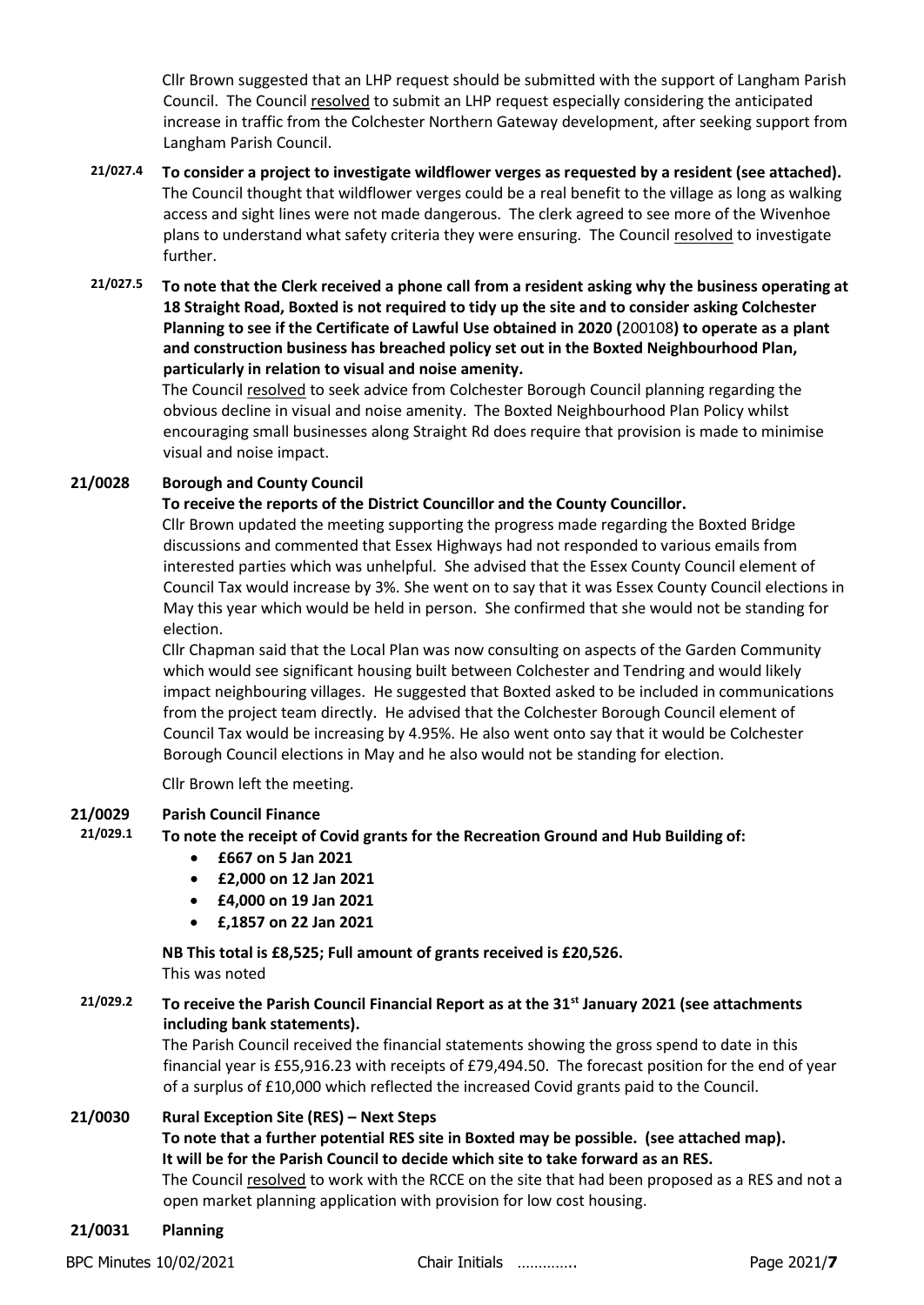Cllr Brown suggested that an LHP request should be submitted with the support of Langham Parish Council. The Council resolved to submit an LHP request especially considering the anticipated increase in traffic from the Colchester Northern Gateway development, after seeking support from Langham Parish Council.

**21/027.4 To consider a project to investigate wildflower verges as requested by a resident (see attached).**

The Council thought that wildflower verges could be a real benefit to the village as long as walking access and sight lines were not made dangerous. The clerk agreed to see more of the Wivenhoe plans to understand what safety criteria they were ensuring. The Council resolved to investigate further.

**21/027.5 To note that the Clerk received a phone call from a resident asking why the business operating at 18 Straight Road, Boxted is not required to tidy up the site and to consider asking Colchester Planning to see if the Certificate of Lawful Use obtained in 2020 (**200108**) to operate as a plant and construction business has breached policy set out in the Boxted Neighbourhood Plan, particularly in relation to visual and noise amenity.**

The Council resolved to seek advice from Colchester Borough Council planning regarding the obvious decline in visual and noise amenity. The Boxted Neighbourhood Plan Policy whilst encouraging small businesses along Straight Rd does require that provision is made to minimise visual and noise impact.

**21/0028 Borough and County Council**

**To receive the reports of the District Councillor and the County Councillor.**

Cllr Brown updated the meeting supporting the progress made regarding the Boxted Bridge discussions and commented that Essex Highways had not responded to various emails from interested parties which was unhelpful. She advised that the Essex County Council element of Council Tax would increase by 3%. She went on to say that it was Essex County Council elections in May this year which would be held in person. She confirmed that she would not be standing for election.

Cllr Chapman said that the Local Plan was now consulting on aspects of the Garden Community which would see significant housing built between Colchester and Tendring and would likely impact neighbouring villages. He suggested that Boxted asked to be included in communications from the project team directly. He advised that the Colchester Borough Council element of Council Tax would be increasing by 4.95%. He also went onto say that it would be Colchester Borough Council elections in May and he also would not be standing for election.

Cllr Brown left the meeting.

**21/0029 Parish Council Finance**

**21/029.1 To note the receipt of Covid grants for the Recreation Ground and Hub Building of:**

- **£667 on 5 Jan 2021**
- **£2,000 on 12 Jan 2021**
- **£4,000 on 19 Jan 2021**
- **£,1857 on 22 Jan 2021**

**NB This total is £8,525; Full amount of grants received is £20,526.**

This was noted

**21/029.2 To receive the Parish Council Financial Report as at the 31st January 2021 (see attachments including bank statements).**

The Parish Council received the financial statements showing the gross spend to date in this financial year is £55,916.23 with receipts of £79,494.50. The forecast position for the end of year of a surplus of £10,000 which reflected the increased Covid grants paid to the Council.

**21/0030 Rural Exception Site (RES) – Next Steps**

**To note that a further potential RES site in Boxted may be possible. (see attached map). It will be for the Parish Council to decide which site to take forward as an RES.**

The Council resolved to work with the RCCE on the site that had been proposed as a RES and not a open market planning application with provision for low cost housing.

**21/0031 Planning**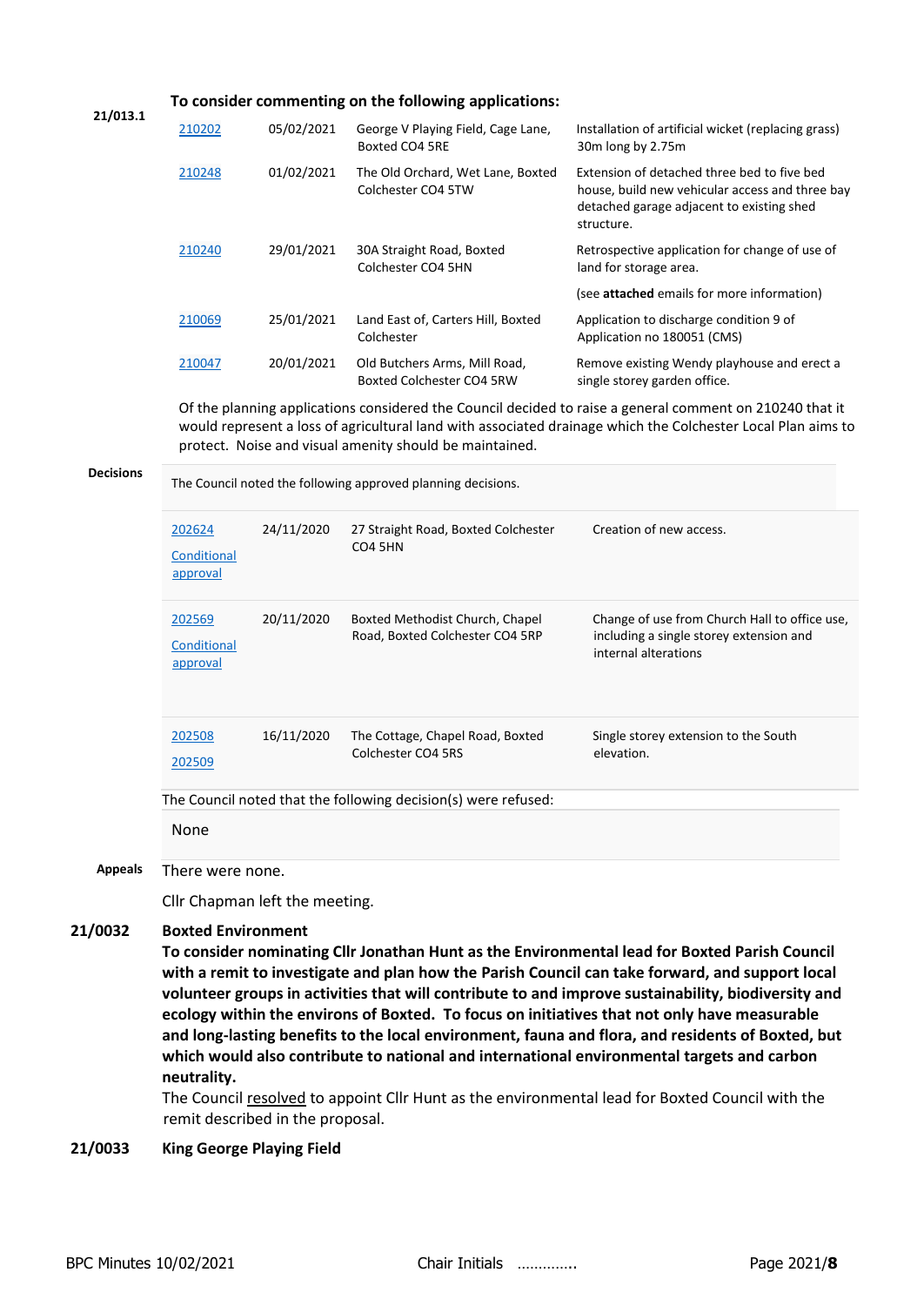**21/013.1** **To consider commenting on the following applications:**

| | | | |
|---|---|---|---|
| 210202 | 05/02/2021 | George V Playing Field, Cage Lane, Boxted CO4 5RE | Installation of artificial wicket (replacing grass) 30m long by 2.75m |
| 210248 | 01/02/2021 | The Old Orchard, Wet Lane, Boxted Colchester CO4 5TW | Extension of detached three bed to five bed house, build new vehicular access and three bay detached garage adjacent to existing shed structure. |
| 210240 | 29/01/2021 | 30A Straight Road, Boxted Colchester CO4 5HN | Retrospective application for change of use of land for storage area. (see **attached** emails for more information) |
| 210069 | 25/01/2021 | Land East of, Carters Hill, Boxted Colchester | Application to discharge condition 9 of Application no 180051 (CMS) |
| 210047 | 20/01/2021 | Old Butchers Arms, Mill Road, Boxted Colchester CO4 5RW | Remove existing Wendy playhouse and erect a single storey garden office. |

Of the planning applications considered the Council decided to raise a general comment on 210240 that it would represent a loss of agricultural land with associated drainage which the Colchester Local Plan aims to protect. Noise and visual amenity should be maintained.

**Decisions** The Council noted the following approved planning decisions.

| | | | |
|---|---|---|---|
| 202624 Conditional approval | 24/11/2020 | 27 Straight Road, Boxted Colchester CO4 5HN | Creation of new access. |
| 202569 Conditional approval | 20/11/2020 | Boxted Methodist Church, Chapel Road, Boxted Colchester CO4 5RP | Change of use from Church Hall to office use, including a single storey extension and internal alterations |
| 202508 202509 | 16/11/2020 | The Cottage, Chapel Road, Boxted Colchester CO4 5RS | Single storey extension to the South elevation. |

The Council noted that the following decision(s) were refused:

None

**Appeals** There were none.

Cllr Chapman left the meeting.

## 21/0032 Boxted Environment

**To consider nominating Cllr Jonathan Hunt as the Environmental lead for Boxted Parish Council with a remit to investigate and plan how the Parish Council can take forward, and support local volunteer groups in activities that will contribute to and improve sustainability, biodiversity and ecology within the environs of Boxted. To focus on initiatives that not only have measurable and long-lasting benefits to the local environment, fauna and flora, and residents of Boxted, but which would also contribute to national and international environmental targets and carbon neutrality.**

The Council resolved to appoint Cllr Hunt as the environmental lead for Boxted Council with the remit described in the proposal.

## 21/0033 King George Playing Field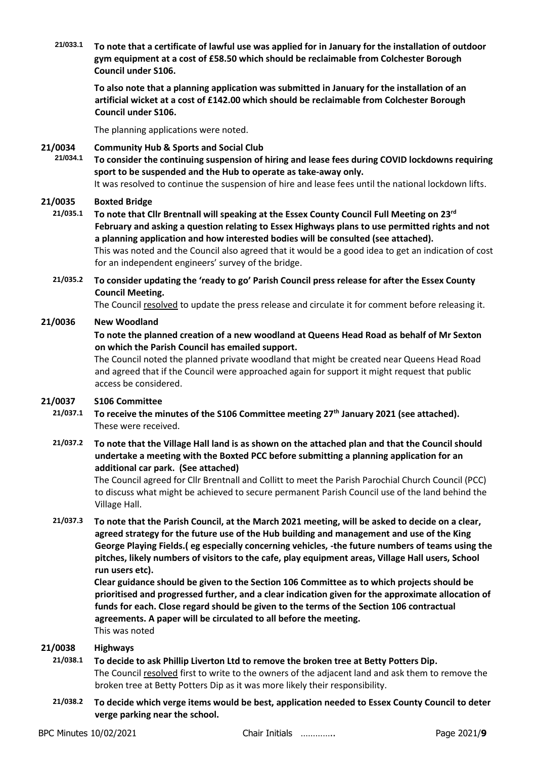**21/033.1** **To note that a certificate of lawful use was applied for in January for the installation of outdoor gym equipment at a cost of £58.50 which should be reclaimable from Colchester Borough Council under S106.**

**To also note that a planning application was submitted in January for the installation of an artificial wicket at a cost of £142.00 which should be reclaimable from Colchester Borough Council under S106.**

The planning applications were noted.

## 21/0034 Community Hub & Sports and Social Club

**21/034.1** **To consider the continuing suspension of hiring and lease fees during COVID lockdowns requiring sport to be suspended and the Hub to operate as take-away only.**
It was resolved to continue the suspension of hire and lease fees until the national lockdown lifts.

## 21/0035 Boxted Bridge

**21/035.1** **To note that Cllr Brentnall will speaking at the Essex County Council Full Meeting on 23rd February and asking a question relating to Essex Highways plans to use permitted rights and not a planning application and how interested bodies will be consulted (see attached).**
This was noted and the Council also agreed that it would be a good idea to get an indication of cost for an independent engineers' survey of the bridge.

**21/035.2** **To consider updating the 'ready to go' Parish Council press release for after the Essex County Council Meeting.**
The Council resolved to update the press release and circulate it for comment before releasing it.

## 21/0036 New Woodland

**To note the planned creation of a new woodland at Queens Head Road as behalf of Mr Sexton on which the Parish Council has emailed support.**
The Council noted the planned private woodland that might be created near Queens Head Road and agreed that if the Council were approached again for support it might request that public access be considered.

## 21/0037 S106 Committee

**21/037.1** **To receive the minutes of the S106 Committee meeting 27th January 2021 (see attached).**
These were received.

**21/037.2** **To note that the Village Hall land is as shown on the attached plan and that the Council should undertake a meeting with the Boxted PCC before submitting a planning application for an additional car park. (See attached)**
The Council agreed for Cllr Brentnall and Collitt to meet the Parish Parochial Church Council (PCC) to discuss what might be achieved to secure permanent Parish Council use of the land behind the Village Hall.

**21/037.3** **To note that the Parish Council, at the March 2021 meeting, will be asked to decide on a clear, agreed strategy for the future use of the Hub building and management and use of the King George Playing Fields.( eg especially concerning vehicles, -the future numbers of teams using the pitches, likely numbers of visitors to the cafe, play equipment areas, Village Hall users, School run users etc).**
**Clear guidance should be given to the Section 106 Committee as to which projects should be prioritised and progressed further, and a clear indication given for the approximate allocation of funds for each. Close regard should be given to the terms of the Section 106 contractual agreements. A paper will be circulated to all before the meeting.**
This was noted

## 21/0038 Highways

**21/038.1** **To decide to ask Phillip Liverton Ltd to remove the broken tree at Betty Potters Dip.**
The Council resolved first to write to the owners of the adjacent land and ask them to remove the broken tree at Betty Potters Dip as it was more likely their responsibility.

**21/038.2** **To decide which verge items would be best, application needed to Essex County Council to deter verge parking near the school.**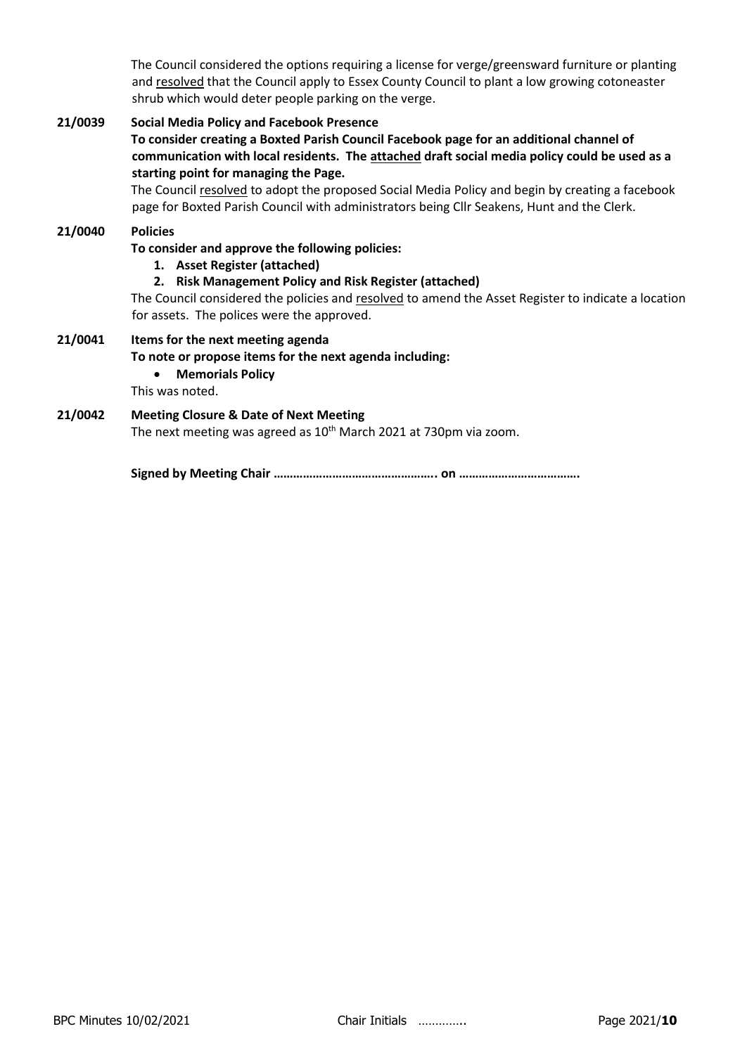The Council considered the options requiring a license for verge/greensward furniture or planting and resolved that the Council apply to Essex County Council to plant a low growing cotoneaster shrub which would deter people parking on the verge.

**21/0039 Social Media Policy and Facebook Presence**

**To consider creating a Boxted Parish Council Facebook page for an additional channel of communication with local residents. The attached draft social media policy could be used as a starting point for managing the Page.**

The Council resolved to adopt the proposed Social Media Policy and begin by creating a facebook page for Boxted Parish Council with administrators being Cllr Seakens, Hunt and the Clerk.

**21/0040 Policies**

**To consider and approve the following policies:**

1. **Asset Register (attached)**
2. **Risk Management Policy and Risk Register (attached)**

The Council considered the policies and resolved to amend the Asset Register to indicate a location for assets. The polices were the approved.

**21/0041 Items for the next meeting agenda**

**To note or propose items for the next agenda including:**

- **Memorials Policy**

This was noted.

**21/0042 Meeting Closure & Date of Next Meeting**

The next meeting was agreed as 10th March 2021 at 730pm via zoom.

**Signed by Meeting Chair ………………………………………….. on ……………………………….**